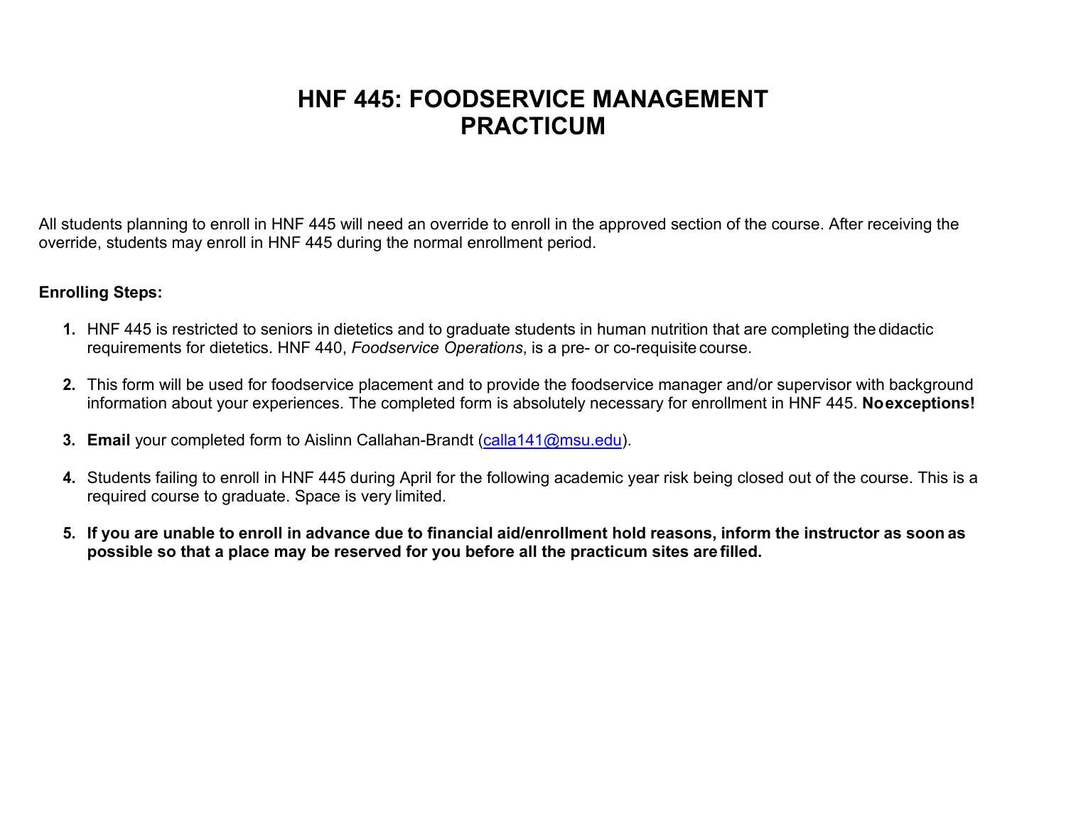# HNF 445: FOODSERVICE MANAGEMENT PRACTICUM

All students planning to enroll in HNF 445 will need an override to enroll in the approved section of the course. After receiving the override, students may enroll in HNF 445 during the normal enrollment period.

**Enrolling Steps:**

1. HNF 445 is restricted to seniors in dietetics and to graduate students in human nutrition that are completing the didactic requirements for dietetics. HNF 440, *Foodservice Operations*, is a pre- or co-requisite course.

2. This form will be used for foodservice placement and to provide the foodservice manager and/or supervisor with background information about your experiences. The completed form is absolutely necessary for enrollment in HNF 445. **No exceptions!**

3. **Email** your completed form to Aislinn Callahan-Brandt (calla141@msu.edu).

4. Students failing to enroll in HNF 445 during April for the following academic year risk being closed out of the course. This is a required course to graduate. Space is very limited.

5. **If you are unable to enroll in advance due to financial aid/enrollment hold reasons, inform the instructor as soon as possible so that a place may be reserved for you before all the practicum sites are filled.**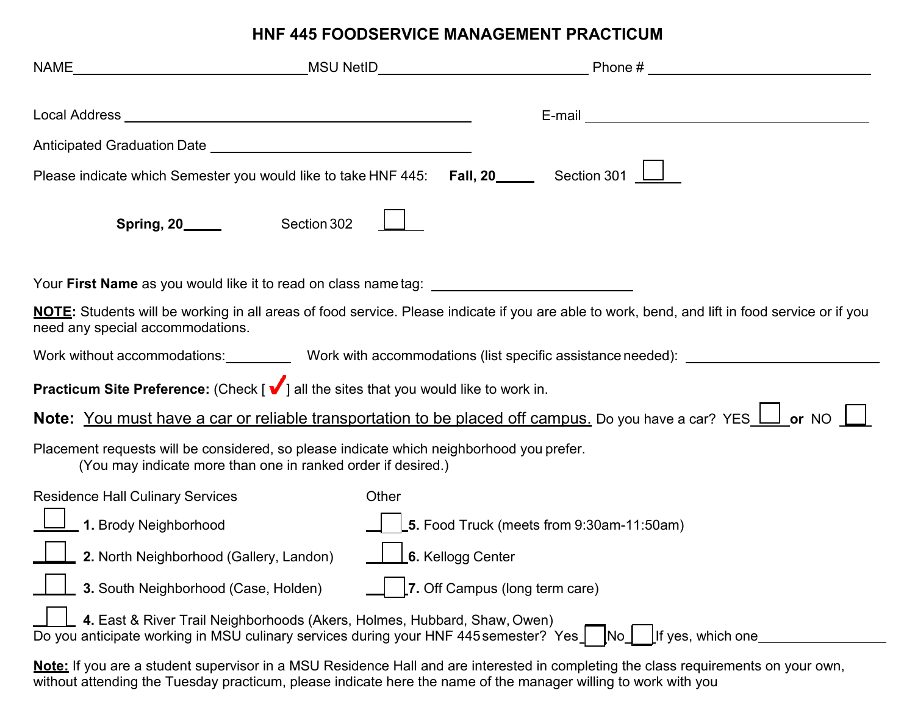# HNF 445 FOODSERVICE MANAGEMENT PRACTICUM

NAME________________________________ MSU NetID________________________________ Phone # ________________________________

Local Address ________________________________________________ E-mail ________________________________

Anticipated Graduation Date ________________________________

Please indicate which Semester you would like to take HNF 445: **Fall, 20_____** Section 301 ☐

**Spring, 20_____** Section 302 ☐

Your **First Name** as you would like it to read on class name tag: ____________________________

**<u>NOTE</u>:** Students will be working in all areas of food service. Please indicate if you are able to work, bend, and lift in food service or if you need any special accommodations.

Work without accommodations:_________ Work with accommodations (list specific assistance needed): ____________________

**Practicum Site Preference:** (Check [ ✔ ] all the sites that you would like to work in.

**Note:** <u>You must have a car or reliable transportation to be placed off campus.</u> Do you have a car? YES ☐ **or** NO ☐

Placement requests will be considered, so please indicate which neighborhood you prefer.
(You may indicate more than one in ranked order if desired.)

Residence Hall Culinary Services

☐ **1.** Brody Neighborhood

☐ **2.** North Neighborhood (Gallery, Landon)

☐ **3.** South Neighborhood (Case, Holden)

☐ **4.** East & River Trail Neighborhoods (Akers, Holmes, Hubbard, Shaw, Owen)

Other

☐ **5.** Food Truck (meets from 9:30am-11:50am)

☐ **6.** Kellogg Center

☐ **7.** Off Campus (long term care)

Do you anticipate working in MSU culinary services during your HNF 445 semester? Yes ☐ No ☐ If yes, which one________________

**<u>Note:</u>** If you are a student supervisor in a MSU Residence Hall and are interested in completing the class requirements on your own, without attending the Tuesday practicum, please indicate here the name of the manager willing to work with you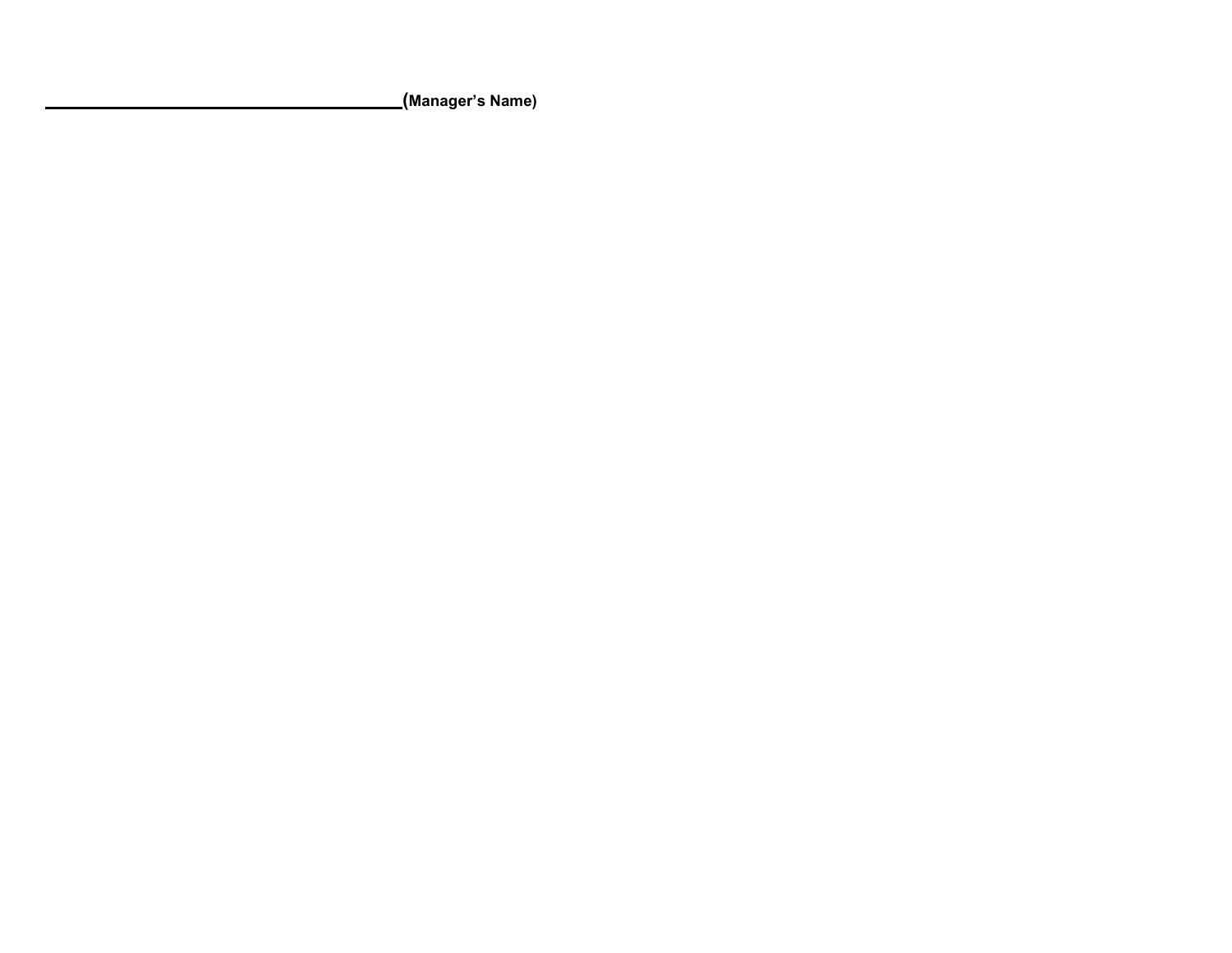_______________________________________(**Manager's Name**)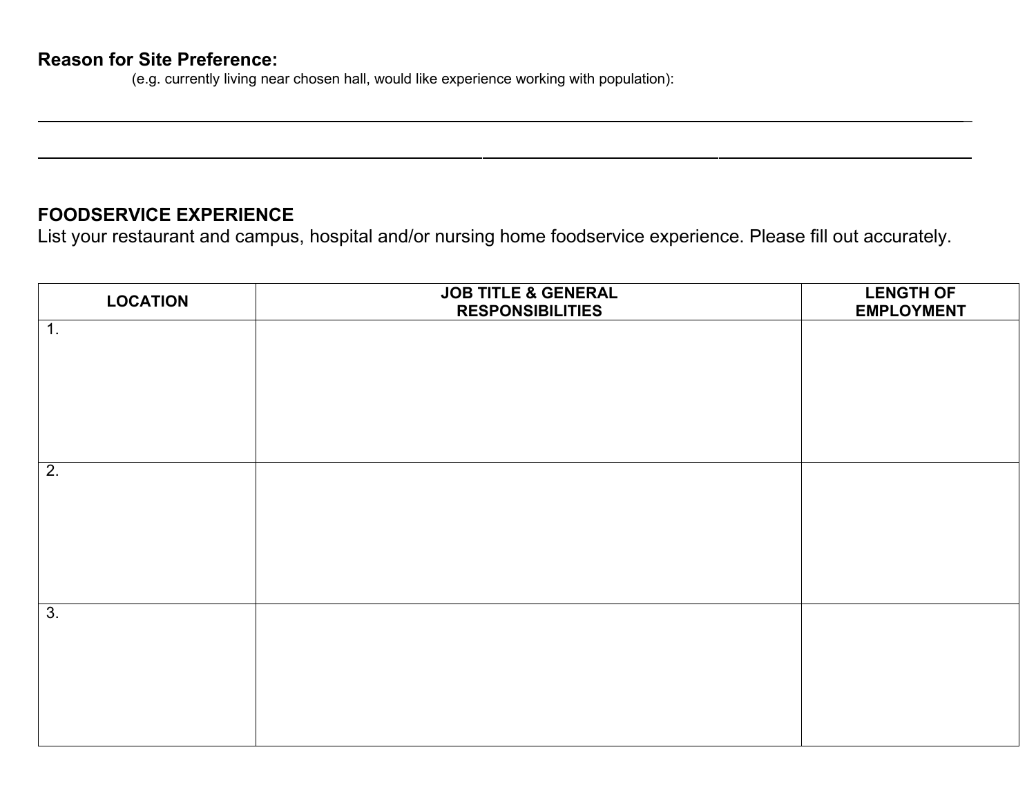**Reason for Site Preference:**

(e.g. currently living near chosen hall, would like experience working with population):

\_\_\_\_\_\_\_\_\_\_\_\_\_\_\_\_\_\_\_\_\_\_\_\_\_\_\_\_\_\_\_\_\_\_\_\_\_\_\_\_\_\_\_\_\_\_\_\_\_\_\_\_\_\_\_\_\_\_\_\_\_\_\_\_\_\_\_\_\_\_\_\_\_\_\_\_\_\_

\_\_\_\_\_\_\_\_\_\_\_\_\_\_\_\_\_\_\_\_\_\_\_\_\_\_\_\_\_\_\_\_\_\_\_\_\_\_\_\_\_\_\_\_\_\_\_\_\_\_\_\_\_\_\_\_\_\_\_\_\_\_\_\_\_\_\_\_\_\_\_\_\_\_\_\_\_\_

**FOODSERVICE EXPERIENCE**

List your restaurant and campus, hospital and/or nursing home foodservice experience. Please fill out accurately.

| LOCATION | JOB TITLE & GENERAL RESPONSIBILITIES | LENGTH OF EMPLOYMENT |
|---|---|---|
| 1. | | |
| 2. | | |
| 3. | | |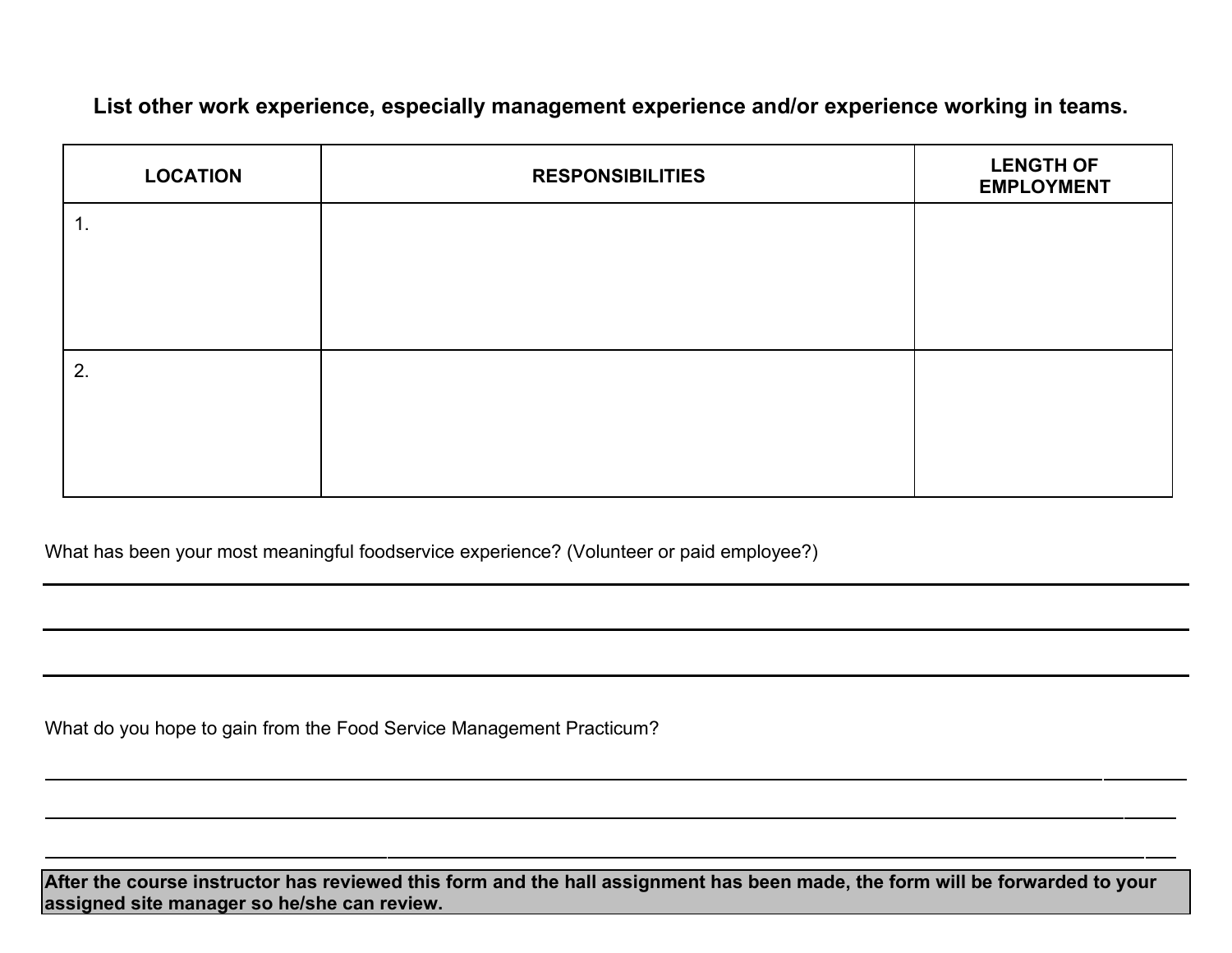**List other work experience, especially management experience and/or experience working in teams.**

| LOCATION | RESPONSIBILITIES | LENGTH OF EMPLOYMENT |
|---|---|---|
| 1. | | |
| 2. | | |

What has been your most meaningful foodservice experience? (Volunteer or paid employee?)

\_\_\_\_\_\_\_\_\_\_\_\_\_\_\_\_\_\_\_\_\_\_\_\_\_\_\_\_\_\_\_\_\_\_\_\_\_\_\_\_\_\_\_\_\_\_\_\_\_\_\_\_\_\_\_\_\_\_\_\_

\_\_\_\_\_\_\_\_\_\_\_\_\_\_\_\_\_\_\_\_\_\_\_\_\_\_\_\_\_\_\_\_\_\_\_\_\_\_\_\_\_\_\_\_\_\_\_\_\_\_\_\_\_\_\_\_\_\_\_\_

\_\_\_\_\_\_\_\_\_\_\_\_\_\_\_\_\_\_\_\_\_\_\_\_\_\_\_\_\_\_\_\_\_\_\_\_\_\_\_\_\_\_\_\_\_\_\_\_\_\_\_\_\_\_\_\_\_\_\_\_

What do you hope to gain from the Food Service Management Practicum?

\_\_\_\_\_\_\_\_\_\_\_\_\_\_\_\_\_\_\_\_\_\_\_\_\_\_\_\_\_\_\_\_\_\_\_\_\_\_\_\_\_\_\_\_\_\_\_\_\_\_\_\_\_\_\_\_\_\_\_\_

\_\_\_\_\_\_\_\_\_\_\_\_\_\_\_\_\_\_\_\_\_\_\_\_\_\_\_\_\_\_\_\_\_\_\_\_\_\_\_\_\_\_\_\_\_\_\_\_\_\_\_\_\_\_\_\_\_\_\_\_

\_\_\_\_\_\_\_\_\_\_\_\_\_\_\_\_\_\_\_\_\_\_\_\_\_\_\_\_\_\_\_\_\_\_\_\_\_\_\_\_\_\_\_\_\_\_\_\_\_\_\_\_\_\_\_\_\_\_\_\_

**After the course instructor has reviewed this form and the hall assignment has been made, the form will be forwarded to your assigned site manager so he/she can review.**